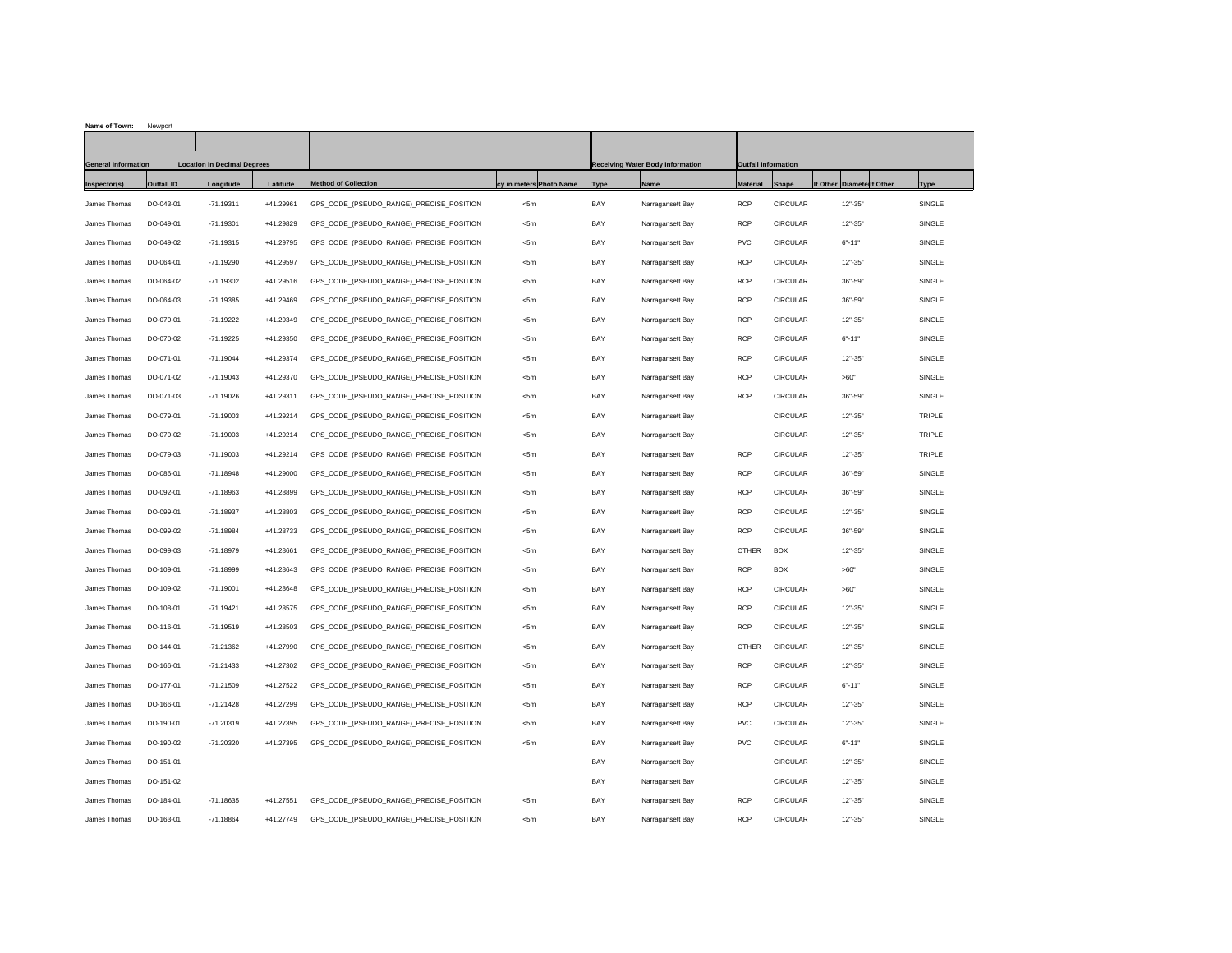**Name of Town:** Newport

| General Information | | Location in Decimal Degrees | | | | | Receiving Water Body Information | | Outfall Information | | | | | |
|---|---|---|---|---|---|---|---|---|---|---|---|---|---|---|
| Inspector(s) | Outfall ID | Longitude | Latitude | Method of Collection | cy in meters | Photo Name | Type | Name | Material | Shape | If Other | Diameter | If Other | Type |
| James Thomas | DO-043-01 | -71.19311 | +41.29961 | GPS_CODE_(PSEUDO_RANGE)_PRECISE_POSITION | <5m | | BAY | Narragansett Bay | RCP | CIRCULAR | | 12"-35" | | SINGLE |
| James Thomas | DO-049-01 | -71.19301 | +41.29829 | GPS_CODE_(PSEUDO_RANGE)_PRECISE_POSITION | <5m | | BAY | Narragansett Bay | RCP | CIRCULAR | | 12"-35" | | SINGLE |
| James Thomas | DO-049-02 | -71.19315 | +41.29795 | GPS_CODE_(PSEUDO_RANGE)_PRECISE_POSITION | <5m | | BAY | Narragansett Bay | PVC | CIRCULAR | | 6"-11" | | SINGLE |
| James Thomas | DO-064-01 | -71.19290 | +41.29597 | GPS_CODE_(PSEUDO_RANGE)_PRECISE_POSITION | <5m | | BAY | Narragansett Bay | RCP | CIRCULAR | | 12"-35" | | SINGLE |
| James Thomas | DO-064-02 | -71.19302 | +41.29516 | GPS_CODE_(PSEUDO_RANGE)_PRECISE_POSITION | <5m | | BAY | Narragansett Bay | RCP | CIRCULAR | | 36"-59" | | SINGLE |
| James Thomas | DO-064-03 | -71.19385 | +41.29469 | GPS_CODE_(PSEUDO_RANGE)_PRECISE_POSITION | <5m | | BAY | Narragansett Bay | RCP | CIRCULAR | | 36"-59" | | SINGLE |
| James Thomas | DO-070-01 | -71.19222 | +41.29349 | GPS_CODE_(PSEUDO_RANGE)_PRECISE_POSITION | <5m | | BAY | Narragansett Bay | RCP | CIRCULAR | | 12"-35" | | SINGLE |
| James Thomas | DO-070-02 | -71.19225 | +41.29350 | GPS_CODE_(PSEUDO_RANGE)_PRECISE_POSITION | <5m | | BAY | Narragansett Bay | RCP | CIRCULAR | | 6"-11" | | SINGLE |
| James Thomas | DO-071-01 | -71.19044 | +41.29374 | GPS_CODE_(PSEUDO_RANGE)_PRECISE_POSITION | <5m | | BAY | Narragansett Bay | RCP | CIRCULAR | | 12"-35" | | SINGLE |
| James Thomas | DO-071-02 | -71.19043 | +41.29370 | GPS_CODE_(PSEUDO_RANGE)_PRECISE_POSITION | <5m | | BAY | Narragansett Bay | RCP | CIRCULAR | | >60" | | SINGLE |
| James Thomas | DO-071-03 | -71.19026 | +41.29311 | GPS_CODE_(PSEUDO_RANGE)_PRECISE_POSITION | <5m | | BAY | Narragansett Bay | RCP | CIRCULAR | | 36"-59" | | SINGLE |
| James Thomas | DO-079-01 | -71.19003 | +41.29214 | GPS_CODE_(PSEUDO_RANGE)_PRECISE_POSITION | <5m | | BAY | Narragansett Bay | | CIRCULAR | | 12"-35" | | TRIPLE |
| James Thomas | DO-079-02 | -71.19003 | +41.29214 | GPS_CODE_(PSEUDO_RANGE)_PRECISE_POSITION | <5m | | BAY | Narragansett Bay | | CIRCULAR | | 12"-35" | | TRIPLE |
| James Thomas | DO-079-03 | -71.19003 | +41.29214 | GPS_CODE_(PSEUDO_RANGE)_PRECISE_POSITION | <5m | | BAY | Narragansett Bay | RCP | CIRCULAR | | 12"-35" | | TRIPLE |
| James Thomas | DO-086-01 | -71.18948 | +41.29000 | GPS_CODE_(PSEUDO_RANGE)_PRECISE_POSITION | <5m | | BAY | Narragansett Bay | RCP | CIRCULAR | | 36"-59" | | SINGLE |
| James Thomas | DO-092-01 | -71.18963 | +41.28899 | GPS_CODE_(PSEUDO_RANGE)_PRECISE_POSITION | <5m | | BAY | Narragansett Bay | RCP | CIRCULAR | | 36"-59" | | SINGLE |
| James Thomas | DO-099-01 | -71.18937 | +41.28803 | GPS_CODE_(PSEUDO_RANGE)_PRECISE_POSITION | <5m | | BAY | Narragansett Bay | RCP | CIRCULAR | | 12"-35" | | SINGLE |
| James Thomas | DO-099-02 | -71.18984 | +41.28733 | GPS_CODE_(PSEUDO_RANGE)_PRECISE_POSITION | <5m | | BAY | Narragansett Bay | RCP | CIRCULAR | | 36"-59" | | SINGLE |
| James Thomas | DO-099-03 | -71.18979 | +41.28661 | GPS_CODE_(PSEUDO_RANGE)_PRECISE_POSITION | <5m | | BAY | Narragansett Bay | OTHER | BOX | | 12"-35" | | SINGLE |
| James Thomas | DO-109-01 | -71.18999 | +41.28643 | GPS_CODE_(PSEUDO_RANGE)_PRECISE_POSITION | <5m | | BAY | Narragansett Bay | RCP | BOX | | >60" | | SINGLE |
| James Thomas | DO-109-02 | -71.19001 | +41.28648 | GPS_CODE_(PSEUDO_RANGE)_PRECISE_POSITION | <5m | | BAY | Narragansett Bay | RCP | CIRCULAR | | >60" | | SINGLE |
| James Thomas | DO-108-01 | -71.19421 | +41.28575 | GPS_CODE_(PSEUDO_RANGE)_PRECISE_POSITION | <5m | | BAY | Narragansett Bay | RCP | CIRCULAR | | 12"-35" | | SINGLE |
| James Thomas | DO-116-01 | -71.19519 | +41.28503 | GPS_CODE_(PSEUDO_RANGE)_PRECISE_POSITION | <5m | | BAY | Narragansett Bay | RCP | CIRCULAR | | 12"-35" | | SINGLE |
| James Thomas | DO-144-01 | -71.21362 | +41.27990 | GPS_CODE_(PSEUDO_RANGE)_PRECISE_POSITION | <5m | | BAY | Narragansett Bay | OTHER | CIRCULAR | | 12"-35" | | SINGLE |
| James Thomas | DO-166-01 | -71.21433 | +41.27302 | GPS_CODE_(PSEUDO_RANGE)_PRECISE_POSITION | <5m | | BAY | Narragansett Bay | RCP | CIRCULAR | | 12"-35" | | SINGLE |
| James Thomas | DO-177-01 | -71.21509 | +41.27522 | GPS_CODE_(PSEUDO_RANGE)_PRECISE_POSITION | <5m | | BAY | Narragansett Bay | RCP | CIRCULAR | | 6"-11" | | SINGLE |
| James Thomas | DO-166-01 | -71.21428 | +41.27299 | GPS_CODE_(PSEUDO_RANGE)_PRECISE_POSITION | <5m | | BAY | Narragansett Bay | RCP | CIRCULAR | | 12"-35" | | SINGLE |
| James Thomas | DO-190-01 | -71.20319 | +41.27395 | GPS_CODE_(PSEUDO_RANGE)_PRECISE_POSITION | <5m | | BAY | Narragansett Bay | PVC | CIRCULAR | | 12"-35" | | SINGLE |
| James Thomas | DO-190-02 | -71.20320 | +41.27395 | GPS_CODE_(PSEUDO_RANGE)_PRECISE_POSITION | <5m | | BAY | Narragansett Bay | PVC | CIRCULAR | | 6"-11" | | SINGLE |
| James Thomas | DO-151-01 | | | | | | BAY | Narragansett Bay | | CIRCULAR | | 12"-35" | | SINGLE |
| James Thomas | DO-151-02 | | | | | | BAY | Narragansett Bay | | CIRCULAR | | 12"-35" | | SINGLE |
| James Thomas | DO-184-01 | -71.18635 | +41.27551 | GPS_CODE_(PSEUDO_RANGE)_PRECISE_POSITION | <5m | | BAY | Narragansett Bay | RCP | CIRCULAR | | 12"-35" | | SINGLE |
| James Thomas | DO-163-01 | -71.18864 | +41.27749 | GPS_CODE_(PSEUDO_RANGE)_PRECISE_POSITION | <5m | | BAY | Narragansett Bay | RCP | CIRCULAR | | 12"-35" | | SINGLE |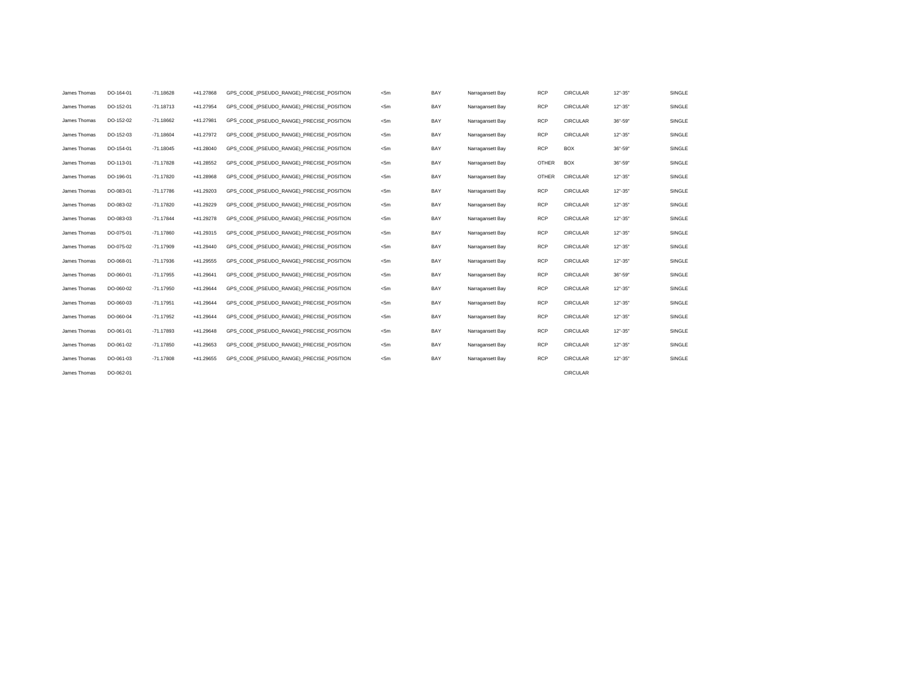| | | | | | | | | | | | |
|---|---|---|---|---|---|---|---|---|---|---|---|
| James Thomas | DO-164-01 | -71.18628 | +41.27868 | GPS_CODE_(PSEUDO_RANGE)_PRECISE_POSITION | <5m | BAY | Narragansett Bay | RCP | CIRCULAR | 12"-35" | SINGLE |
| James Thomas | DO-152-01 | -71.18713 | +41.27954 | GPS_CODE_(PSEUDO_RANGE)_PRECISE_POSITION | <5m | BAY | Narragansett Bay | RCP | CIRCULAR | 12"-35" | SINGLE |
| James Thomas | DO-152-02 | -71.18662 | +41.27981 | GPS_CODE_(PSEUDO_RANGE)_PRECISE_POSITION | <5m | BAY | Narragansett Bay | RCP | CIRCULAR | 36"-59" | SINGLE |
| James Thomas | DO-152-03 | -71.18604 | +41.27972 | GPS_CODE_(PSEUDO_RANGE)_PRECISE_POSITION | <5m | BAY | Narragansett Bay | RCP | CIRCULAR | 12"-35" | SINGLE |
| James Thomas | DO-154-01 | -71.18045 | +41.28040 | GPS_CODE_(PSEUDO_RANGE)_PRECISE_POSITION | <5m | BAY | Narragansett Bay | RCP | BOX | 36"-59" | SINGLE |
| James Thomas | DO-113-01 | -71.17828 | +41.28552 | GPS_CODE_(PSEUDO_RANGE)_PRECISE_POSITION | <5m | BAY | Narragansett Bay | OTHER | BOX | 36"-59" | SINGLE |
| James Thomas | DO-196-01 | -71.17820 | +41.28968 | GPS_CODE_(PSEUDO_RANGE)_PRECISE_POSITION | <5m | BAY | Narragansett Bay | OTHER | CIRCULAR | 12"-35" | SINGLE |
| James Thomas | DO-083-01 | -71.17786 | +41.29203 | GPS_CODE_(PSEUDO_RANGE)_PRECISE_POSITION | <5m | BAY | Narragansett Bay | RCP | CIRCULAR | 12"-35" | SINGLE |
| James Thomas | DO-083-02 | -71.17820 | +41.29229 | GPS_CODE_(PSEUDO_RANGE)_PRECISE_POSITION | <5m | BAY | Narragansett Bay | RCP | CIRCULAR | 12"-35" | SINGLE |
| James Thomas | DO-083-03 | -71.17844 | +41.29278 | GPS_CODE_(PSEUDO_RANGE)_PRECISE_POSITION | <5m | BAY | Narragansett Bay | RCP | CIRCULAR | 12"-35" | SINGLE |
| James Thomas | DO-075-01 | -71.17860 | +41.29315 | GPS_CODE_(PSEUDO_RANGE)_PRECISE_POSITION | <5m | BAY | Narragansett Bay | RCP | CIRCULAR | 12"-35" | SINGLE |
| James Thomas | DO-075-02 | -71.17909 | +41.29440 | GPS_CODE_(PSEUDO_RANGE)_PRECISE_POSITION | <5m | BAY | Narragansett Bay | RCP | CIRCULAR | 12"-35" | SINGLE |
| James Thomas | DO-068-01 | -71.17936 | +41.29555 | GPS_CODE_(PSEUDO_RANGE)_PRECISE_POSITION | <5m | BAY | Narragansett Bay | RCP | CIRCULAR | 12"-35" | SINGLE |
| James Thomas | DO-060-01 | -71.17955 | +41.29641 | GPS_CODE_(PSEUDO_RANGE)_PRECISE_POSITION | <5m | BAY | Narragansett Bay | RCP | CIRCULAR | 36"-59" | SINGLE |
| James Thomas | DO-060-02 | -71.17950 | +41.29644 | GPS_CODE_(PSEUDO_RANGE)_PRECISE_POSITION | <5m | BAY | Narragansett Bay | RCP | CIRCULAR | 12"-35" | SINGLE |
| James Thomas | DO-060-03 | -71.17951 | +41.29644 | GPS_CODE_(PSEUDO_RANGE)_PRECISE_POSITION | <5m | BAY | Narragansett Bay | RCP | CIRCULAR | 12"-35" | SINGLE |
| James Thomas | DO-060-04 | -71.17952 | +41.29644 | GPS_CODE_(PSEUDO_RANGE)_PRECISE_POSITION | <5m | BAY | Narragansett Bay | RCP | CIRCULAR | 12"-35" | SINGLE |
| James Thomas | DO-061-01 | -71.17893 | +41.29648 | GPS_CODE_(PSEUDO_RANGE)_PRECISE_POSITION | <5m | BAY | Narragansett Bay | RCP | CIRCULAR | 12"-35" | SINGLE |
| James Thomas | DO-061-02 | -71.17850 | +41.29653 | GPS_CODE_(PSEUDO_RANGE)_PRECISE_POSITION | <5m | BAY | Narragansett Bay | RCP | CIRCULAR | 12"-35" | SINGLE |
| James Thomas | DO-061-03 | -71.17808 | +41.29655 | GPS_CODE_(PSEUDO_RANGE)_PRECISE_POSITION | <5m | BAY | Narragansett Bay | RCP | CIRCULAR | 12"-35" | SINGLE |
| James Thomas | DO-062-01 | | | | | | | | CIRCULAR | | |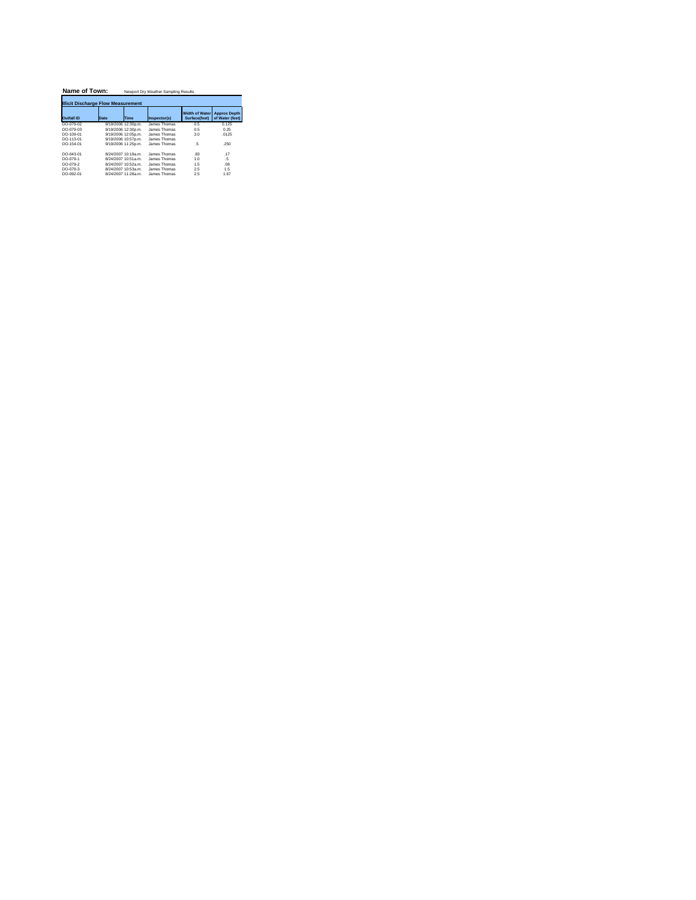**Name of Town:** Newport Dry Weather Sampling Results

**Illicit Discharge Flow Measurement**

| Outfall ID | Date | Time | Inspector(s) | Width of Water Surface(feet) | Approx Depth of Water (feet) |
|---|---|---|---|---|---|
| DO-079-02 | 9/19/2006 | 12:30p.m. | James Thomas | 0.5 | 0.125 |
| DO-079-03 | 9/19/2006 | 12:30p.m. | James Thomas | 0.5 | 0.25 |
| DO-109-01 | 9/19/2006 | 12:05p.m. | James Thomas | 3.0 | .0125 |
| DO-113-01 | 9/19/2006 | 10:57p.m. | James Thomas | | |
| DO-154-01 | 9/19/2006 | 11:25p.m. | James Thomas | .5 | .250 |
| | | | | | |
| DO-043-01 | 8/24/2007 | 10:19a.m. | James Thomas | .83 | .17 |
| DO-079-1 | 8/24/2007 | 10:51a.m. | James Thomas | 1.0 | .5 |
| DO-079-2 | 8/24/2007 | 10:52a.m. | James Thomas | 1.5 | .08 |
| DO-079-3 | 8/24/2007 | 10:53a.m. | James Thomas | 2.5 | 1.5 |
| DO-092-01 | 8/24/2007 | 11:28a.m. | James Thomas | 2.5 | 1.67 |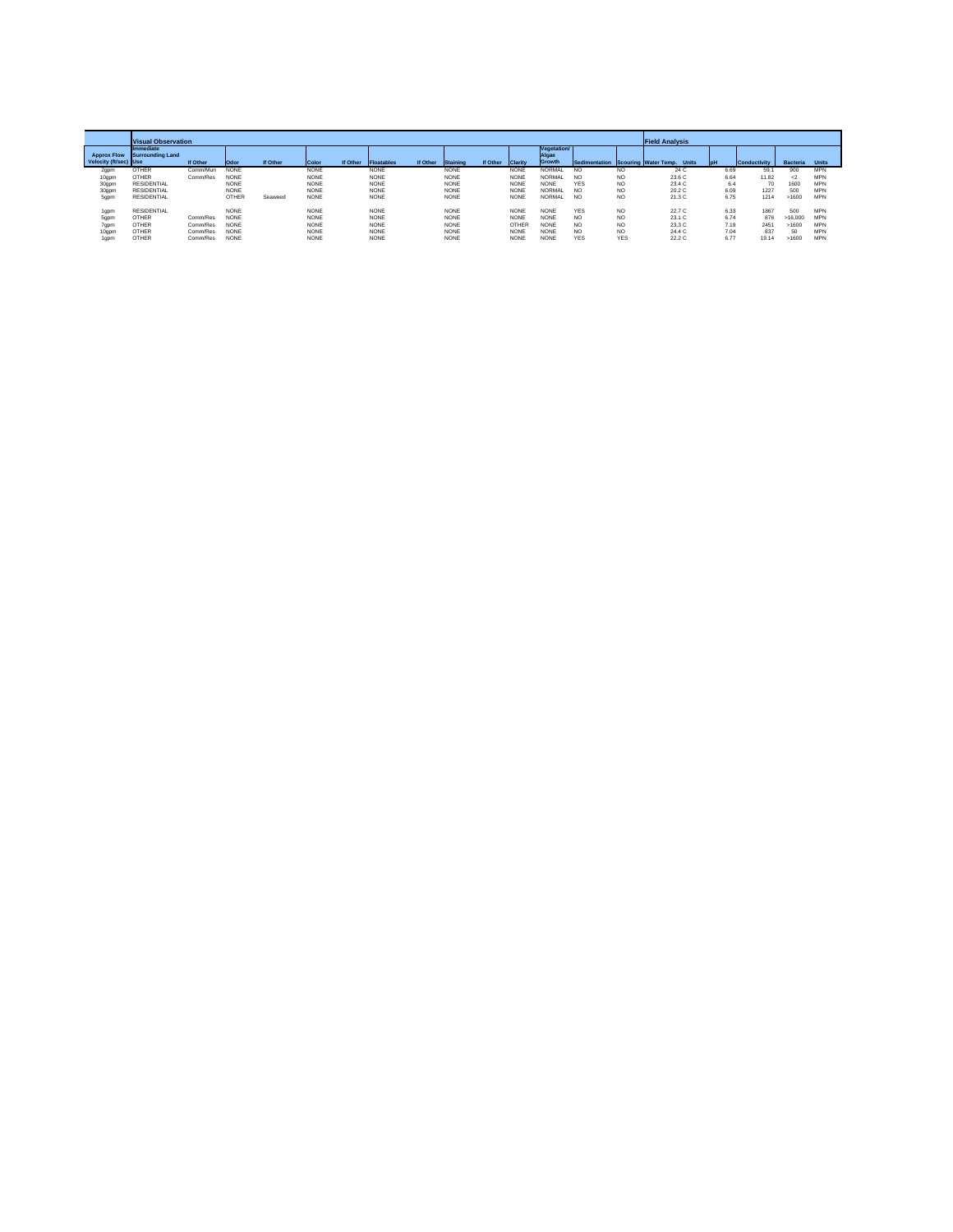| | Visual Observation | | | | | | | | | | | | | | Field Analysis | | | | | |
|---|---|---|---|---|---|---|---|---|---|---|---|---|---|---|---|---|---|---|---|---|
| Approx Flow Velocity (ft/sec) | Immediate Surrounding Land Use | If Other | Odor | If Other | Color | If Other | Floatables | If Other | Staining | If Other | Clarity | Vegetation/ Algae Growth | Sedimentation | Scouring | Water Temp. | Units | pH | Conductivity | Bacteria | Units |
| 2gpm | OTHER | Comm/Mun | NONE | | NONE | | NONE | | NONE | | NONE | NORMAL | NO | NO | 24 | C | 6.69 | 59.1 | 900 | MPN |
| 10gpm | OTHER | Comm/Res | NONE | | NONE | | NONE | | NONE | | NONE | NORMAL | NO | NO | 23.6 | C | 6.64 | 11.82 | <2 | MPN |
| 30gpm | RESIDENTIAL | | NONE | | NONE | | NONE | | NONE | | NONE | NONE | YES | NO | 23.4 | C | 6.4 | 70 | 1600 | MPN |
| 30gpm | RESIDENTIAL | | NONE | | NONE | | NONE | | NONE | | NONE | NORMAL | NO | NO | 20.2 | C | 6.09 | 1227 | 500 | MPN |
| 5gpm | RESIDENTIAL | | OTHER | Seaweed | NONE | | NONE | | NONE | | NONE | NORMAL | NO | NO | 21.3 | C | 6.75 | 1214 | >1600 | MPN |
| | | | | | | | | | | | | | | | | | | | | |
| 1gpm | RESIDENTIAL | | NONE | | NONE | | NONE | | NONE | | NONE | NONE | YES | NO | 22.7 | C | 6.33 | 1867 | 500 | MPN |
| 5gpm | OTHER | Comm/Res | NONE | | NONE | | NONE | | NONE | | NONE | NONE | NO | NO | 23.1 | C | 6.74 | 876 | >16,000 | MPN |
| 7gpm | OTHER | Comm/Res | NONE | | NONE | | NONE | | NONE | | OTHER | NONE | NO | NO | 23.3 | C | 7.19 | 2451 | >1600 | MPN |
| 10gpm | OTHER | Comm/Res | NONE | | NONE | | NONE | | NONE | | NONE | NONE | NO | NO | 24.4 | C | 7.04 | 837 | 50 | MPN |
| 1gpm | OTHER | Comm/Res | NONE | | NONE | | NONE | | NONE | | NONE | NONE | YES | YES | 22.2 | C | 6.77 | 19.14 | >1600 | MPN |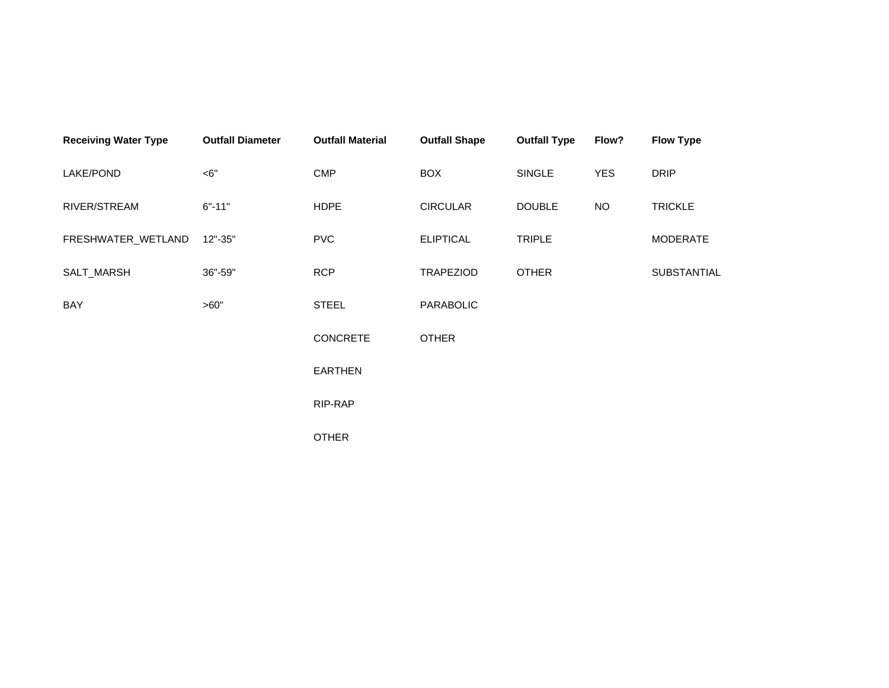| Receiving Water Type | Outfall Diameter | Outfall Material | Outfall Shape | Outfall Type | Flow? | Flow Type |
|---|---|---|---|---|---|---|
| LAKE/POND | <6" | CMP | BOX | SINGLE | YES | DRIP |
| RIVER/STREAM | 6"-11" | HDPE | CIRCULAR | DOUBLE | NO | TRICKLE |
| FRESHWATER_WETLAND | 12"-35" | PVC | ELIPTICAL | TRIPLE | | MODERATE |
| SALT_MARSH | 36"-59" | RCP | TRAPEZIOD | OTHER | | SUBSTANTIAL |
| BAY | >60" | STEEL | PARABOLIC | | | |
| | | CONCRETE | OTHER | | | |
| | | EARTHEN | | | | |
| | | RIP-RAP | | | | |
| | | OTHER | | | | |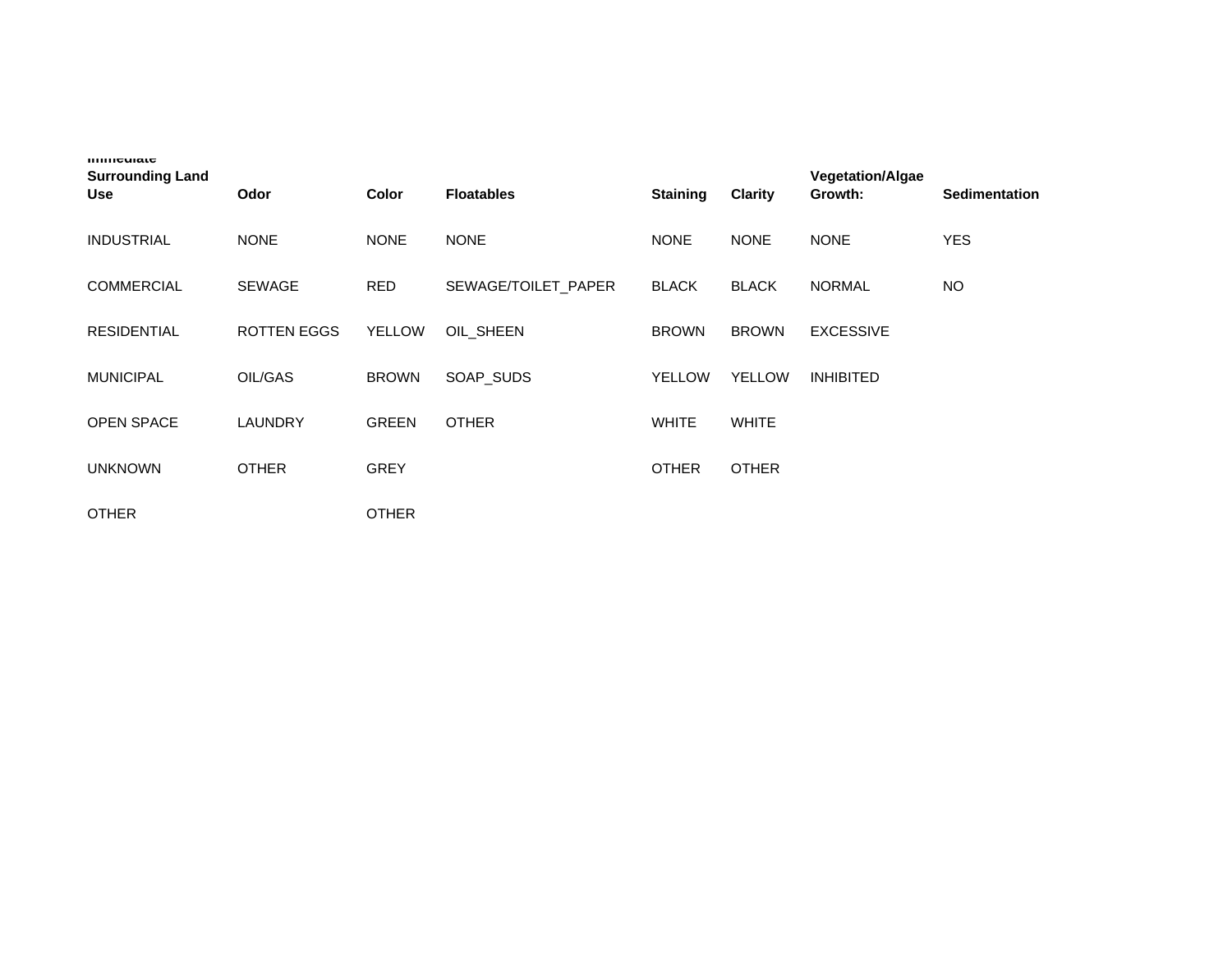| Immediate Surrounding Land Use | Odor | Color | Floatables | Staining | Clarity | Vegetation/Algae Growth: | Sedimentation |
|---|---|---|---|---|---|---|---|
| INDUSTRIAL | NONE | NONE | NONE | NONE | NONE | NONE | YES |
| COMMERCIAL | SEWAGE | RED | SEWAGE/TOILET_PAPER | BLACK | BLACK | NORMAL | NO |
| RESIDENTIAL | ROTTEN EGGS | YELLOW | OIL_SHEEN | BROWN | BROWN | EXCESSIVE | |
| MUNICIPAL | OIL/GAS | BROWN | SOAP_SUDS | YELLOW | YELLOW | INHIBITED | |
| OPEN SPACE | LAUNDRY | GREEN | OTHER | WHITE | WHITE | | |
| UNKNOWN | OTHER | GREY | | OTHER | OTHER | | |
| OTHER | | OTHER | | | | | |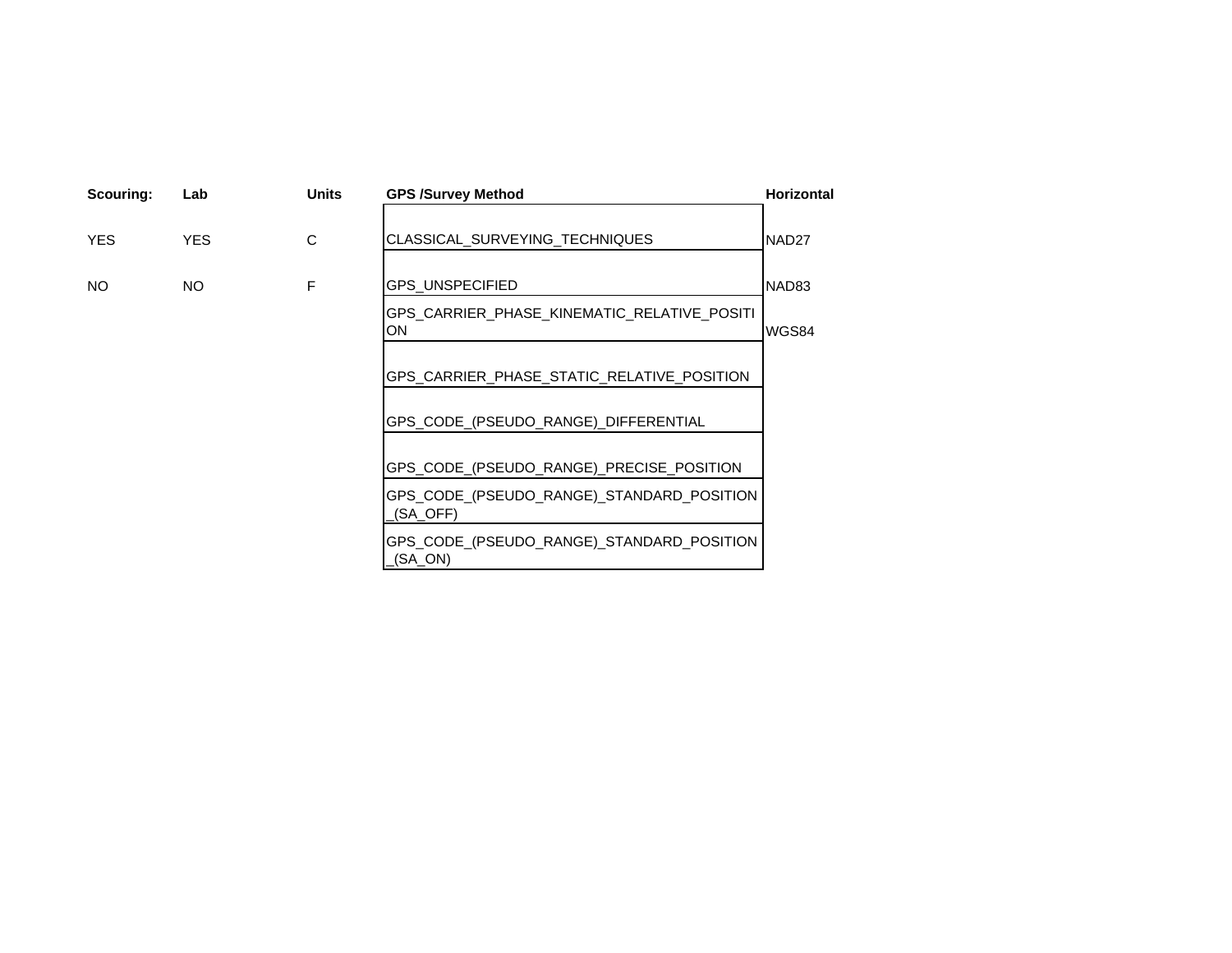| Scouring: | Lab | Units | GPS /Survey Method | Horizontal |
|---|---|---|---|---|
| YES | YES | C | CLASSICAL_SURVEYING_TECHNIQUES | NAD27 |
| NO | NO | F | GPS_UNSPECIFIED | NAD83 |
| | | | GPS_CARRIER_PHASE_KINEMATIC_RELATIVE_POSITION | WGS84 |
| | | | GPS_CARRIER_PHASE_STATIC_RELATIVE_POSITION | |
| | | | GPS_CODE_(PSEUDO_RANGE)_DIFFERENTIAL | |
| | | | GPS_CODE_(PSEUDO_RANGE)_PRECISE_POSITION | |
| | | | GPS_CODE_(PSEUDO_RANGE)_STANDARD_POSITION_(SA_OFF) | |
| | | | GPS_CODE_(PSEUDO_RANGE)_STANDARD_POSITION_(SA_ON) | |